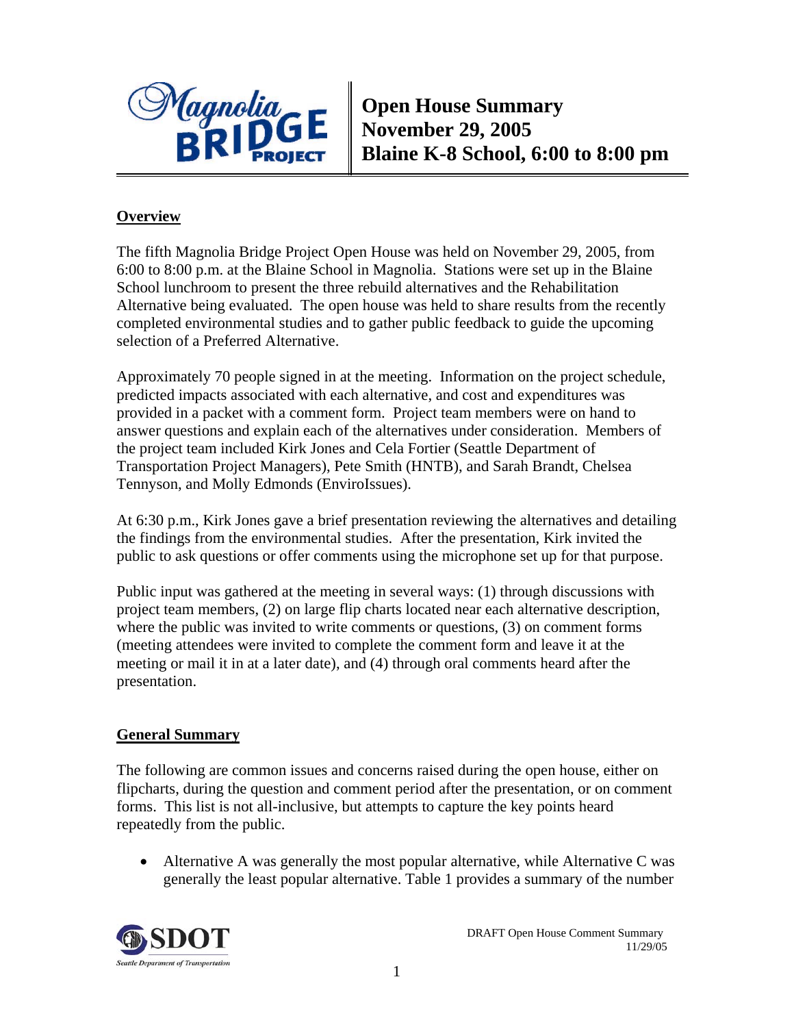# Open House Summary
# November 29, 2005
# Blaine K-8 School, 6:00 to 8:00 pm

## Overview

The fifth Magnolia Bridge Project Open House was held on November 29, 2005, from 6:00 to 8:00 p.m. at the Blaine School in Magnolia. Stations were set up in the Blaine School lunchroom to present the three rebuild alternatives and the Rehabilitation Alternative being evaluated. The open house was held to share results from the recently completed environmental studies and to gather public feedback to guide the upcoming selection of a Preferred Alternative.

Approximately 70 people signed in at the meeting. Information on the project schedule, predicted impacts associated with each alternative, and cost and expenditures was provided in a packet with a comment form. Project team members were on hand to answer questions and explain each of the alternatives under consideration. Members of the project team included Kirk Jones and Cela Fortier (Seattle Department of Transportation Project Managers), Pete Smith (HNTB), and Sarah Brandt, Chelsea Tennyson, and Molly Edmonds (EnviroIssues).

At 6:30 p.m., Kirk Jones gave a brief presentation reviewing the alternatives and detailing the findings from the environmental studies. After the presentation, Kirk invited the public to ask questions or offer comments using the microphone set up for that purpose.

Public input was gathered at the meeting in several ways: (1) through discussions with project team members, (2) on large flip charts located near each alternative description, where the public was invited to write comments or questions, (3) on comment forms (meeting attendees were invited to complete the comment form and leave it at the meeting or mail it in at a later date), and (4) through oral comments heard after the presentation.

## General Summary

The following are common issues and concerns raised during the open house, either on flipcharts, during the question and comment period after the presentation, or on comment forms. This list is not all-inclusive, but attempts to capture the key points heard repeatedly from the public.

- Alternative A was generally the most popular alternative, while Alternative C was generally the least popular alternative. Table 1 provides a summary of the number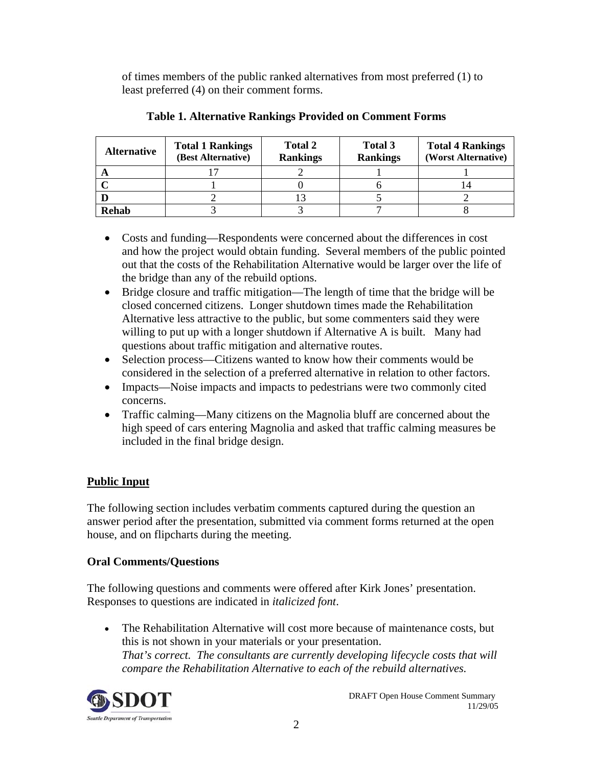of times members of the public ranked alternatives from most preferred (1) to least preferred (4) on their comment forms.

**Table 1. Alternative Rankings Provided on Comment Forms**

| Alternative | Total 1 Rankings (Best Alternative) | Total 2 Rankings | Total 3 Rankings | Total 4 Rankings (Worst Alternative) |
|---|---|---|---|---|
| **A** | 17 | 2 | 1 | 1 |
| **C** | 1 | 0 | 6 | 14 |
| **D** | 2 | 13 | 5 | 2 |
| **Rehab** | 3 | 3 | 7 | 8 |

- Costs and funding—Respondents were concerned about the differences in cost and how the project would obtain funding. Several members of the public pointed out that the costs of the Rehabilitation Alternative would be larger over the life of the bridge than any of the rebuild options.
- Bridge closure and traffic mitigation—The length of time that the bridge will be closed concerned citizens. Longer shutdown times made the Rehabilitation Alternative less attractive to the public, but some commenters said they were willing to put up with a longer shutdown if Alternative A is built. Many had questions about traffic mitigation and alternative routes.
- Selection process—Citizens wanted to know how their comments would be considered in the selection of a preferred alternative in relation to other factors.
- Impacts—Noise impacts and impacts to pedestrians were two commonly cited concerns.
- Traffic calming—Many citizens on the Magnolia bluff are concerned about the high speed of cars entering Magnolia and asked that traffic calming measures be included in the final bridge design.

## Public Input

The following section includes verbatim comments captured during the question an answer period after the presentation, submitted via comment forms returned at the open house, and on flipcharts during the meeting.

### Oral Comments/Questions

The following questions and comments were offered after Kirk Jones' presentation. Responses to questions are indicated in *italicized font*.

- The Rehabilitation Alternative will cost more because of maintenance costs, but this is not shown in your materials or your presentation.
  *That's correct. The consultants are currently developing lifecycle costs that will compare the Rehabilitation Alternative to each of the rebuild alternatives.*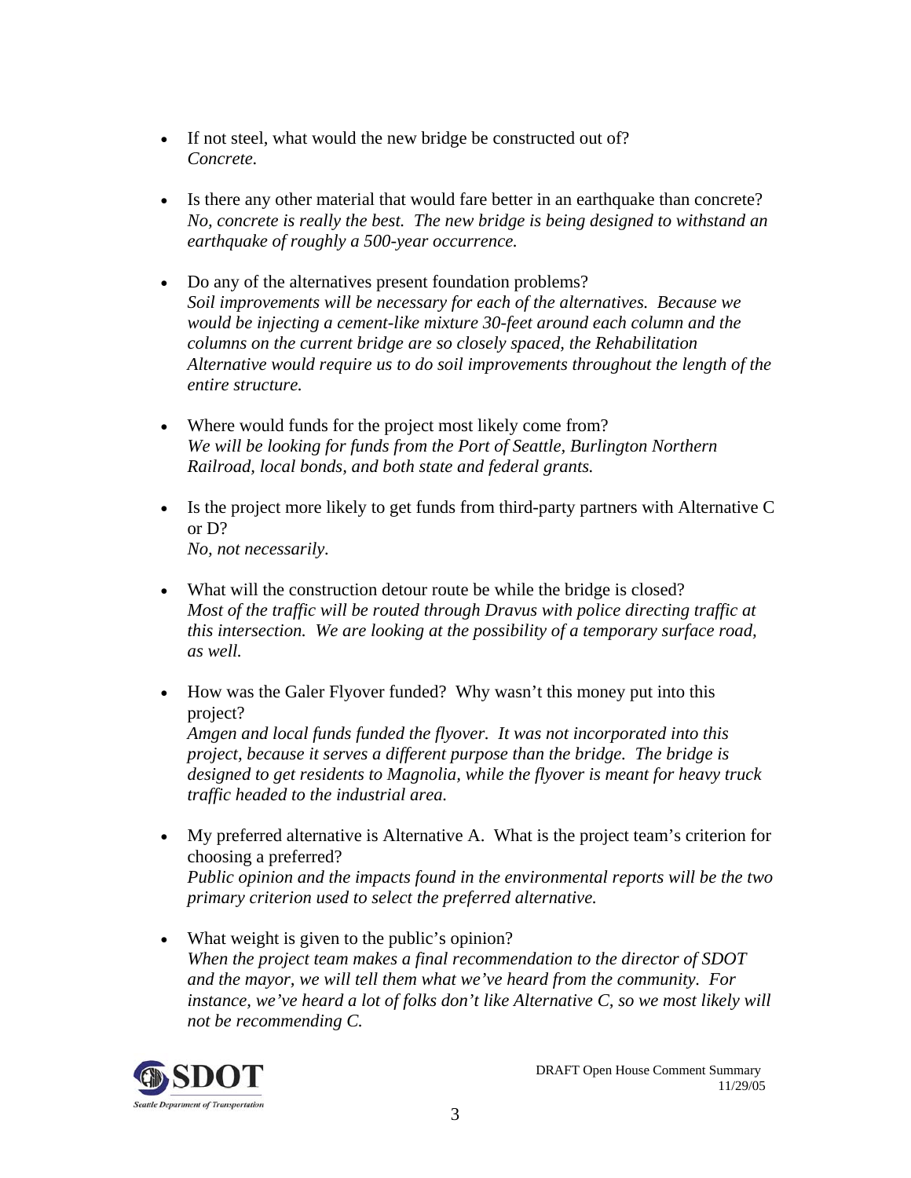- If not steel, what would the new bridge be constructed out of?
  *Concrete.*

- Is there any other material that would fare better in an earthquake than concrete?
  *No, concrete is really the best. The new bridge is being designed to withstand an earthquake of roughly a 500-year occurrence.*

- Do any of the alternatives present foundation problems?
  *Soil improvements will be necessary for each of the alternatives. Because we would be injecting a cement-like mixture 30-feet around each column and the columns on the current bridge are so closely spaced, the Rehabilitation Alternative would require us to do soil improvements throughout the length of the entire structure.*

- Where would funds for the project most likely come from?
  *We will be looking for funds from the Port of Seattle, Burlington Northern Railroad, local bonds, and both state and federal grants.*

- Is the project more likely to get funds from third-party partners with Alternative C or D?
  *No, not necessarily.*

- What will the construction detour route be while the bridge is closed?
  *Most of the traffic will be routed through Dravus with police directing traffic at this intersection. We are looking at the possibility of a temporary surface road, as well.*

- How was the Galer Flyover funded? Why wasn't this money put into this project?
  *Amgen and local funds funded the flyover. It was not incorporated into this project, because it serves a different purpose than the bridge. The bridge is designed to get residents to Magnolia, while the flyover is meant for heavy truck traffic headed to the industrial area.*

- My preferred alternative is Alternative A. What is the project team's criterion for choosing a preferred?
  *Public opinion and the impacts found in the environmental reports will be the two primary criterion used to select the preferred alternative.*

- What weight is given to the public's opinion?
  *When the project team makes a final recommendation to the director of SDOT and the mayor, we will tell them what we've heard from the community. For instance, we've heard a lot of folks don't like Alternative C, so we most likely will not be recommending C.*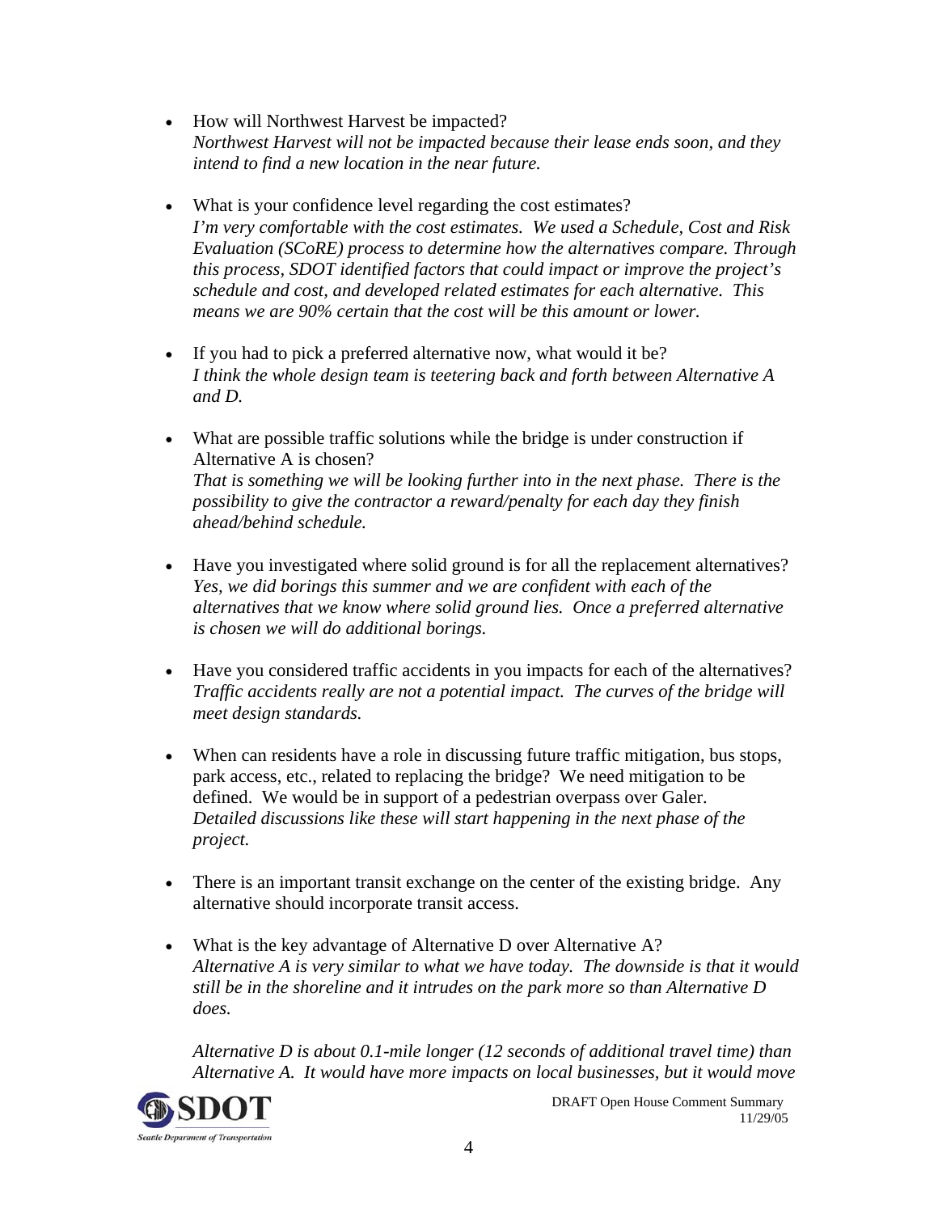- How will Northwest Harvest be impacted?
  *Northwest Harvest will not be impacted because their lease ends soon, and they intend to find a new location in the near future.*

- What is your confidence level regarding the cost estimates?
  *I'm very comfortable with the cost estimates. We used a Schedule, Cost and Risk Evaluation (SCoRE) process to determine how the alternatives compare. Through this process, SDOT identified factors that could impact or improve the project's schedule and cost, and developed related estimates for each alternative. This means we are 90% certain that the cost will be this amount or lower.*

- If you had to pick a preferred alternative now, what would it be?
  *I think the whole design team is teetering back and forth between Alternative A and D.*

- What are possible traffic solutions while the bridge is under construction if Alternative A is chosen?
  *That is something we will be looking further into in the next phase. There is the possibility to give the contractor a reward/penalty for each day they finish ahead/behind schedule.*

- Have you investigated where solid ground is for all the replacement alternatives?
  *Yes, we did borings this summer and we are confident with each of the alternatives that we know where solid ground lies. Once a preferred alternative is chosen we will do additional borings.*

- Have you considered traffic accidents in you impacts for each of the alternatives?
  *Traffic accidents really are not a potential impact. The curves of the bridge will meet design standards.*

- When can residents have a role in discussing future traffic mitigation, bus stops, park access, etc., related to replacing the bridge? We need mitigation to be defined. We would be in support of a pedestrian overpass over Galer.
  *Detailed discussions like these will start happening in the next phase of the project.*

- There is an important transit exchange on the center of the existing bridge. Any alternative should incorporate transit access.

- What is the key advantage of Alternative D over Alternative A?
  *Alternative A is very similar to what we have today. The downside is that it would still be in the shoreline and it intrudes on the park more so than Alternative D does.*

  *Alternative D is about 0.1-mile longer (12 seconds of additional travel time) than Alternative A. It would have more impacts on local businesses, but it would move*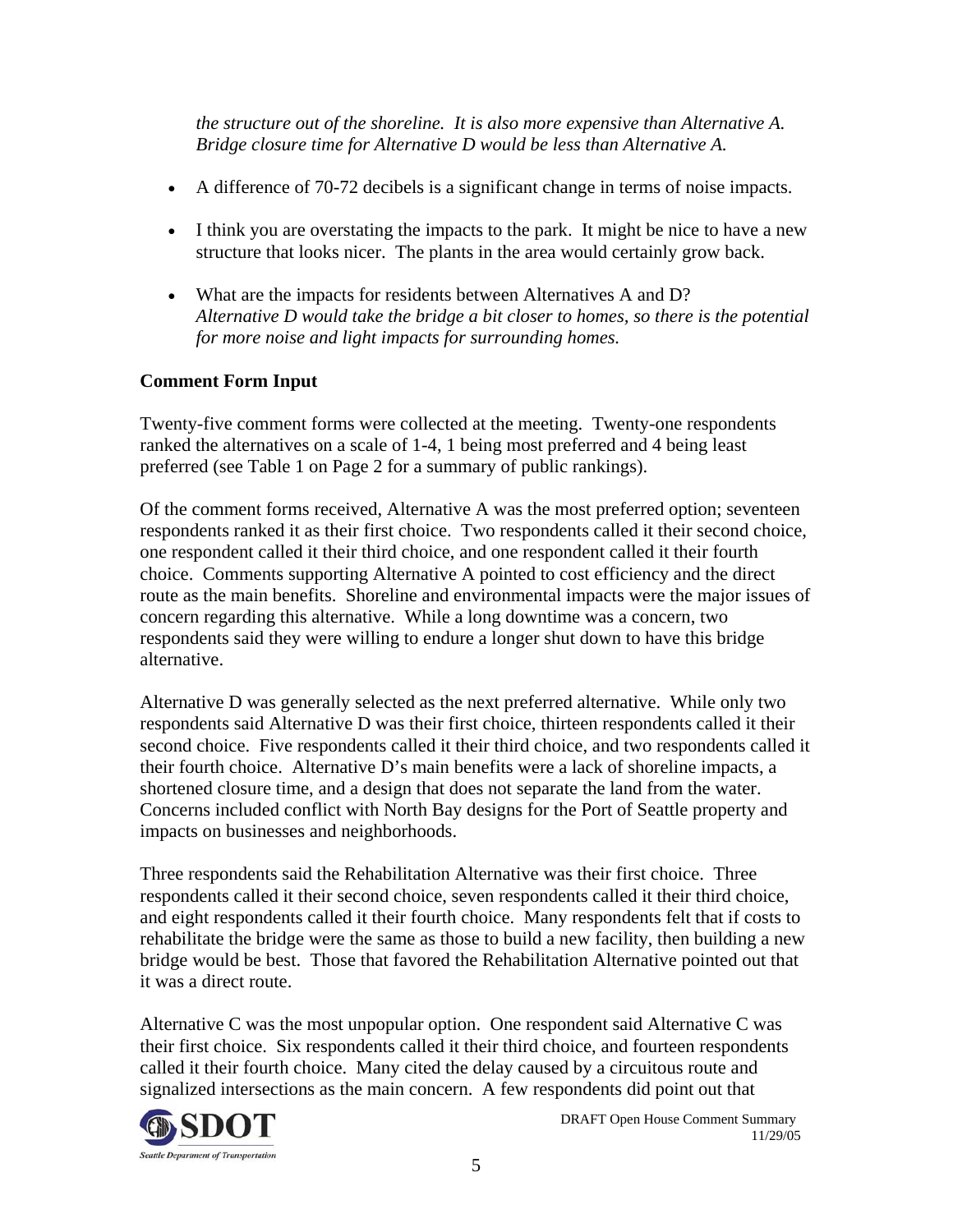*the structure out of the shoreline. It is also more expensive than Alternative A. Bridge closure time for Alternative D would be less than Alternative A.*

- A difference of 70-72 decibels is a significant change in terms of noise impacts.
- I think you are overstating the impacts to the park. It might be nice to have a new structure that looks nicer. The plants in the area would certainly grow back.
- What are the impacts for residents between Alternatives A and D?
  *Alternative D would take the bridge a bit closer to homes, so there is the potential for more noise and light impacts for surrounding homes.*

**Comment Form Input**

Twenty-five comment forms were collected at the meeting. Twenty-one respondents ranked the alternatives on a scale of 1-4, 1 being most preferred and 4 being least preferred (see Table 1 on Page 2 for a summary of public rankings).

Of the comment forms received, Alternative A was the most preferred option; seventeen respondents ranked it as their first choice. Two respondents called it their second choice, one respondent called it their third choice, and one respondent called it their fourth choice. Comments supporting Alternative A pointed to cost efficiency and the direct route as the main benefits. Shoreline and environmental impacts were the major issues of concern regarding this alternative. While a long downtime was a concern, two respondents said they were willing to endure a longer shut down to have this bridge alternative.

Alternative D was generally selected as the next preferred alternative. While only two respondents said Alternative D was their first choice, thirteen respondents called it their second choice. Five respondents called it their third choice, and two respondents called it their fourth choice. Alternative D's main benefits were a lack of shoreline impacts, a shortened closure time, and a design that does not separate the land from the water. Concerns included conflict with North Bay designs for the Port of Seattle property and impacts on businesses and neighborhoods.

Three respondents said the Rehabilitation Alternative was their first choice. Three respondents called it their second choice, seven respondents called it their third choice, and eight respondents called it their fourth choice. Many respondents felt that if costs to rehabilitate the bridge were the same as those to build a new facility, then building a new bridge would be best. Those that favored the Rehabilitation Alternative pointed out that it was a direct route.

Alternative C was the most unpopular option. One respondent said Alternative C was their first choice. Six respondents called it their third choice, and fourteen respondents called it their fourth choice. Many cited the delay caused by a circuitous route and signalized intersections as the main concern. A few respondents did point out that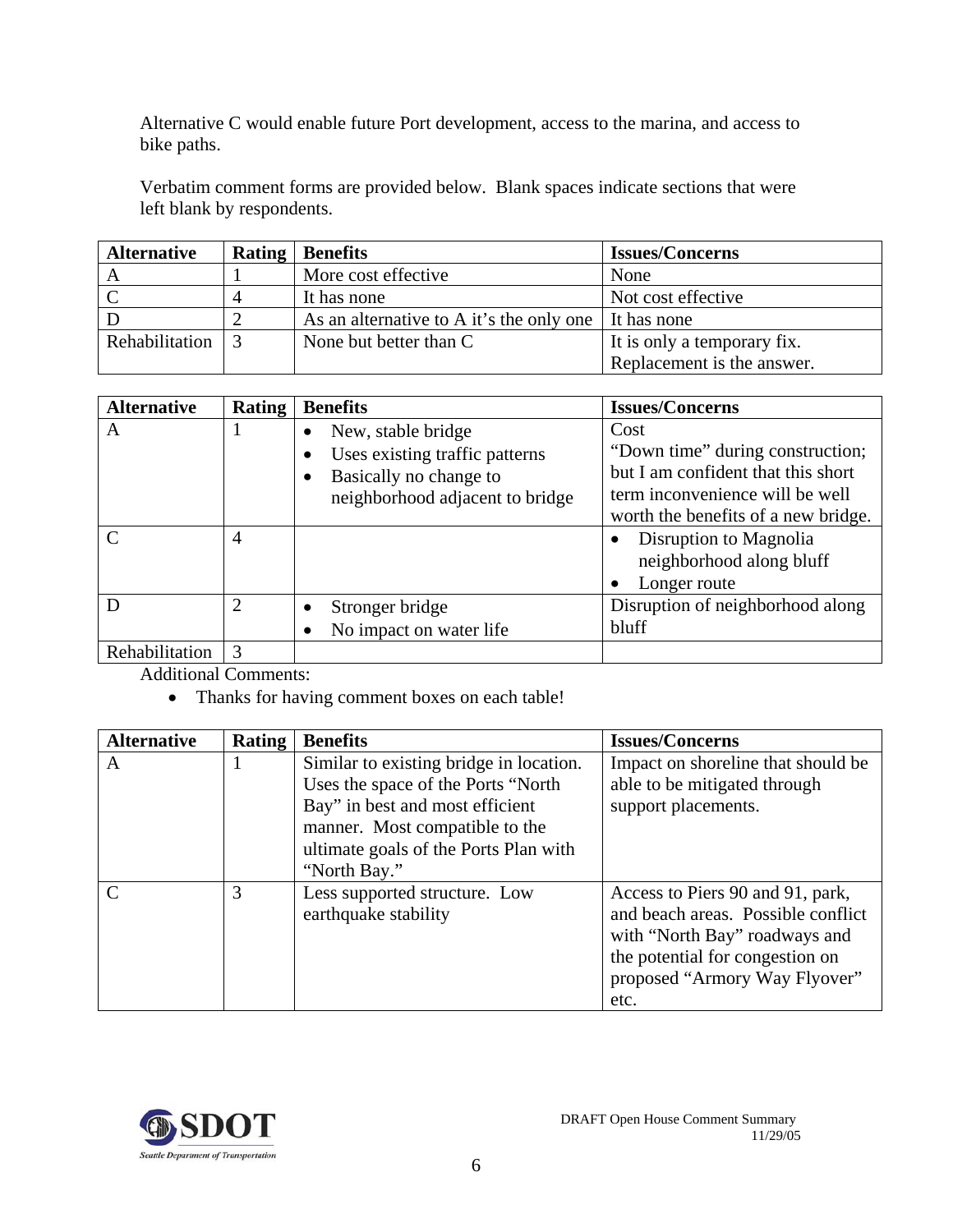Alternative C would enable future Port development, access to the marina, and access to bike paths.

Verbatim comment forms are provided below. Blank spaces indicate sections that were left blank by respondents.

| Alternative | Rating | Benefits | Issues/Concerns |
|---|---|---|---|
| A | 1 | More cost effective | None |
| C | 4 | It has none | Not cost effective |
| D | 2 | As an alternative to A it's the only one | It has none |
| Rehabilitation | 3 | None but better than C | It is only a temporary fix. Replacement is the answer. |

| Alternative | Rating | Benefits | Issues/Concerns |
|---|---|---|---|
| A | 1 | • New, stable bridge<br>• Uses existing traffic patterns<br>• Basically no change to neighborhood adjacent to bridge | Cost<br>"Down time" during construction; but I am confident that this short term inconvenience will be well worth the benefits of a new bridge. |
| C | 4 | | • Disruption to Magnolia neighborhood along bluff<br>• Longer route |
| D | 2 | • Stronger bridge<br>• No impact on water life | Disruption of neighborhood along bluff |
| Rehabilitation | 3 | | |

Additional Comments:

- Thanks for having comment boxes on each table!

| Alternative | Rating | Benefits | Issues/Concerns |
|---|---|---|---|
| A | 1 | Similar to existing bridge in location. Uses the space of the Ports "North Bay" in best and most efficient manner. Most compatible to the ultimate goals of the Ports Plan with "North Bay." | Impact on shoreline that should be able to be mitigated through support placements. |
| C | 3 | Less supported structure. Low earthquake stability | Access to Piers 90 and 91, park, and beach areas. Possible conflict with "North Bay" roadways and the potential for congestion on proposed "Armory Way Flyover" etc. |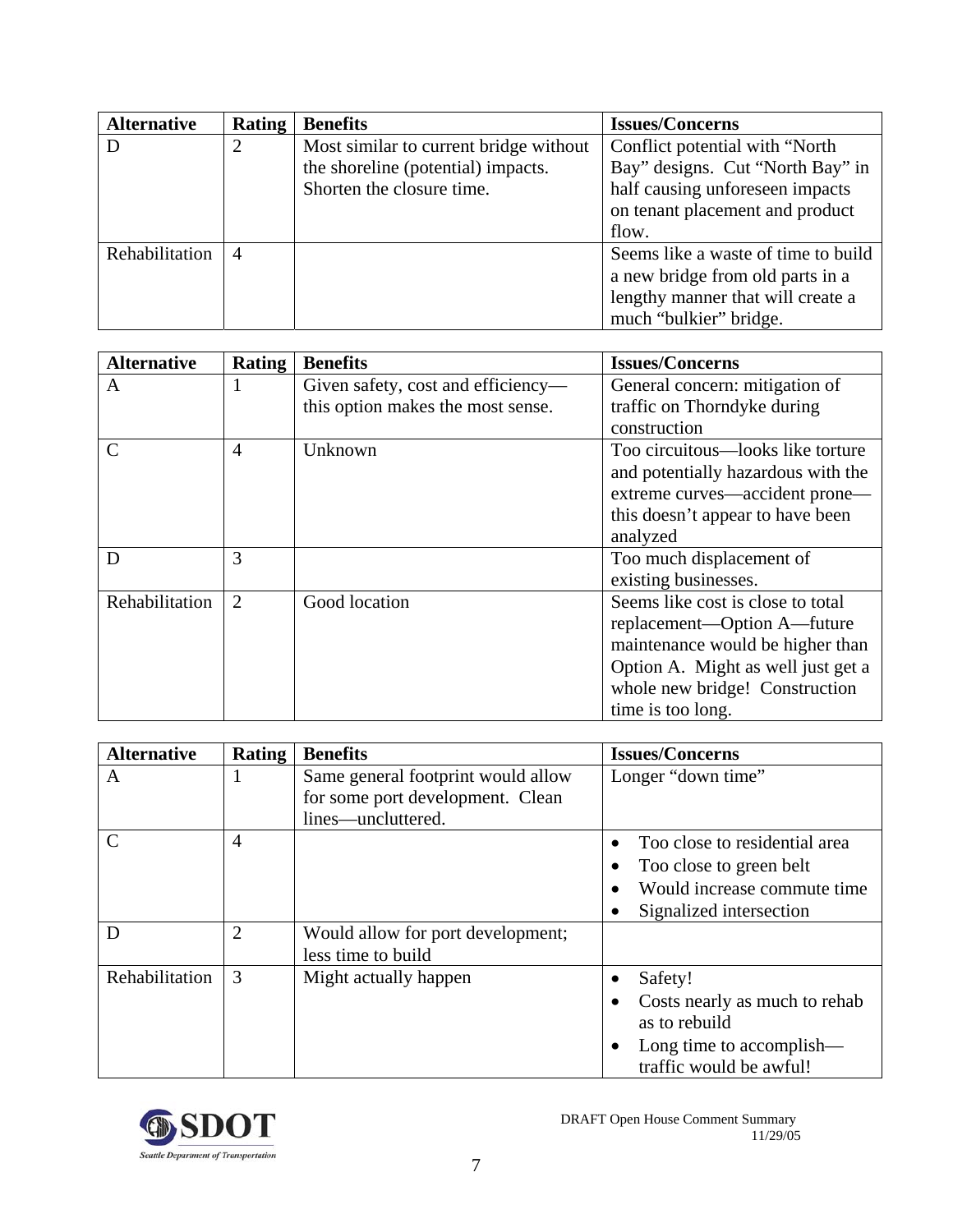| Alternative | Rating | Benefits | Issues/Concerns |
|---|---|---|---|
| D | 2 | Most similar to current bridge without the shoreline (potential) impacts. Shorten the closure time. | Conflict potential with "North Bay" designs. Cut "North Bay" in half causing unforeseen impacts on tenant placement and product flow. |
| Rehabilitation | 4 | | Seems like a waste of time to build a new bridge from old parts in a lengthy manner that will create a much "bulkier" bridge. |

| Alternative | Rating | Benefits | Issues/Concerns |
|---|---|---|---|
| A | 1 | Given safety, cost and efficiency—this option makes the most sense. | General concern: mitigation of traffic on Thorndyke during construction |
| C | 4 | Unknown | Too circuitous—looks like torture and potentially hazardous with the extreme curves—accident prone—this doesn't appear to have been analyzed |
| D | 3 | | Too much displacement of existing businesses. |
| Rehabilitation | 2 | Good location | Seems like cost is close to total replacement—Option A—future maintenance would be higher than Option A. Might as well just get a whole new bridge! Construction time is too long. |

| Alternative | Rating | Benefits | Issues/Concerns |
|---|---|---|---|
| A | 1 | Same general footprint would allow for some port development. Clean lines—uncluttered. | Longer "down time" |
| C | 4 | | • Too close to residential area<br>• Too close to green belt<br>• Would increase commute time<br>• Signalized intersection |
| D | 2 | Would allow for port development; less time to build | |
| Rehabilitation | 3 | Might actually happen | • Safety!<br>• Costs nearly as much to rehab as to rebuild<br>• Long time to accomplish—traffic would be awful! |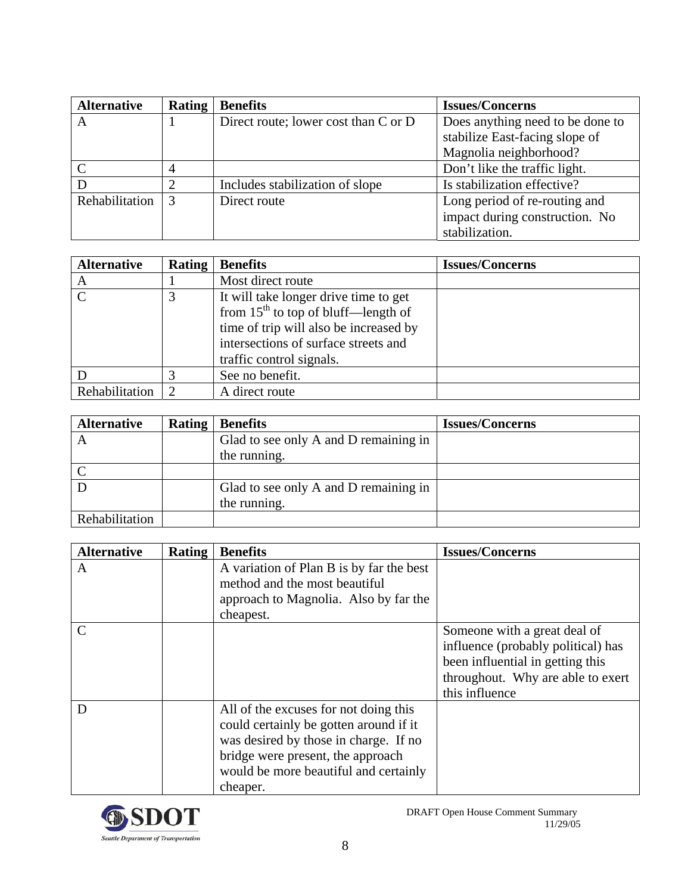| Alternative | Rating | Benefits | Issues/Concerns |
|---|---|---|---|
| A | 1 | Direct route; lower cost than C or D | Does anything need to be done to stabilize East-facing slope of Magnolia neighborhood? |
| C | 4 | | Don't like the traffic light. |
| D | 2 | Includes stabilization of slope | Is stabilization effective? |
| Rehabilitation | 3 | Direct route | Long period of re-routing and impact during construction. No stabilization. |

| Alternative | Rating | Benefits | Issues/Concerns |
|---|---|---|---|
| A | 1 | Most direct route | |
| C | 3 | It will take longer drive time to get from 15th to top of bluff—length of time of trip will also be increased by intersections of surface streets and traffic control signals. | |
| D | 3 | See no benefit. | |
| Rehabilitation | 2 | A direct route | |

| Alternative | Rating | Benefits | Issues/Concerns |
|---|---|---|---|
| A | | Glad to see only A and D remaining in the running. | |
| C | | | |
| D | | Glad to see only A and D remaining in the running. | |
| Rehabilitation | | | |

| Alternative | Rating | Benefits | Issues/Concerns |
|---|---|---|---|
| A | | A variation of Plan B is by far the best method and the most beautiful approach to Magnolia. Also by far the cheapest. | |
| C | | | Someone with a great deal of influence (probably political) has been influential in getting this throughout. Why are able to exert this influence |
| D | | All of the excuses for not doing this could certainly be gotten around if it was desired by those in charge. If no bridge were present, the approach would be more beautiful and certainly cheaper. | |

DRAFT Open House Comment Summary
11/29/05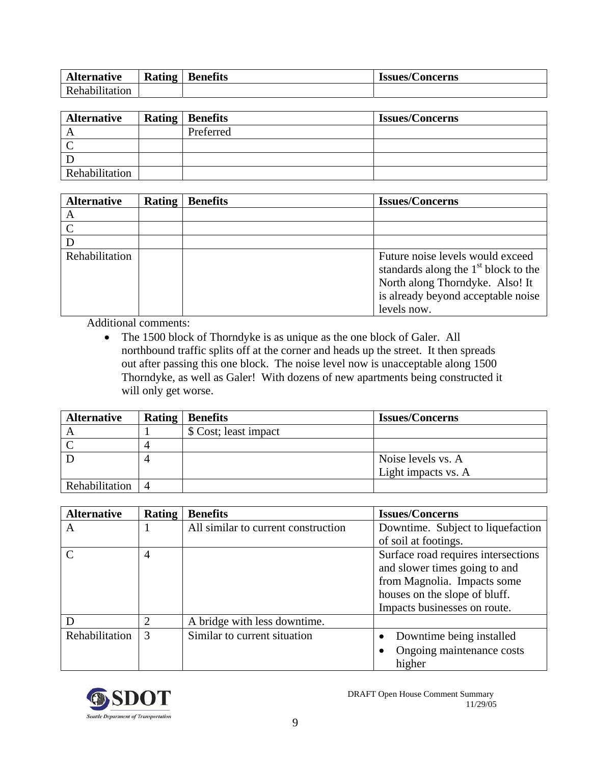| Alternative | Rating | Benefits | Issues/Concerns |
|---|---|---|---|
| Rehabilitation | | | |

| Alternative | Rating | Benefits | Issues/Concerns |
|---|---|---|---|
| A | | Preferred | |
| C | | | |
| D | | | |
| Rehabilitation | | | |

| Alternative | Rating | Benefits | Issues/Concerns |
|---|---|---|---|
| A | | | |
| C | | | |
| D | | | |
| Rehabilitation | | | Future noise levels would exceed standards along the 1st block to the North along Thorndyke. Also! It is already beyond acceptable noise levels now. |

Additional comments:

- The 1500 block of Thorndyke is as unique as the one block of Galer. All northbound traffic splits off at the corner and heads up the street. It then spreads out after passing this one block. The noise level now is unacceptable along 1500 Thorndyke, as well as Galer! With dozens of new apartments being constructed it will only get worse.

| Alternative | Rating | Benefits | Issues/Concerns |
|---|---|---|---|
| A | 1 | $ Cost; least impact | |
| C | 4 | | |
| D | 4 | | Noise levels vs. A<br>Light impacts vs. A |
| Rehabilitation | 4 | | |

| Alternative | Rating | Benefits | Issues/Concerns |
|---|---|---|---|
| A | 1 | All similar to current construction | Downtime. Subject to liquefaction of soil at footings. |
| C | 4 | | Surface road requires intersections and slower times going to and from Magnolia. Impacts some houses on the slope of bluff. Impacts businesses on route. |
| D | 2 | A bridge with less downtime. | |
| Rehabilitation | 3 | Similar to current situation | • Downtime being installed<br>• Ongoing maintenance costs higher |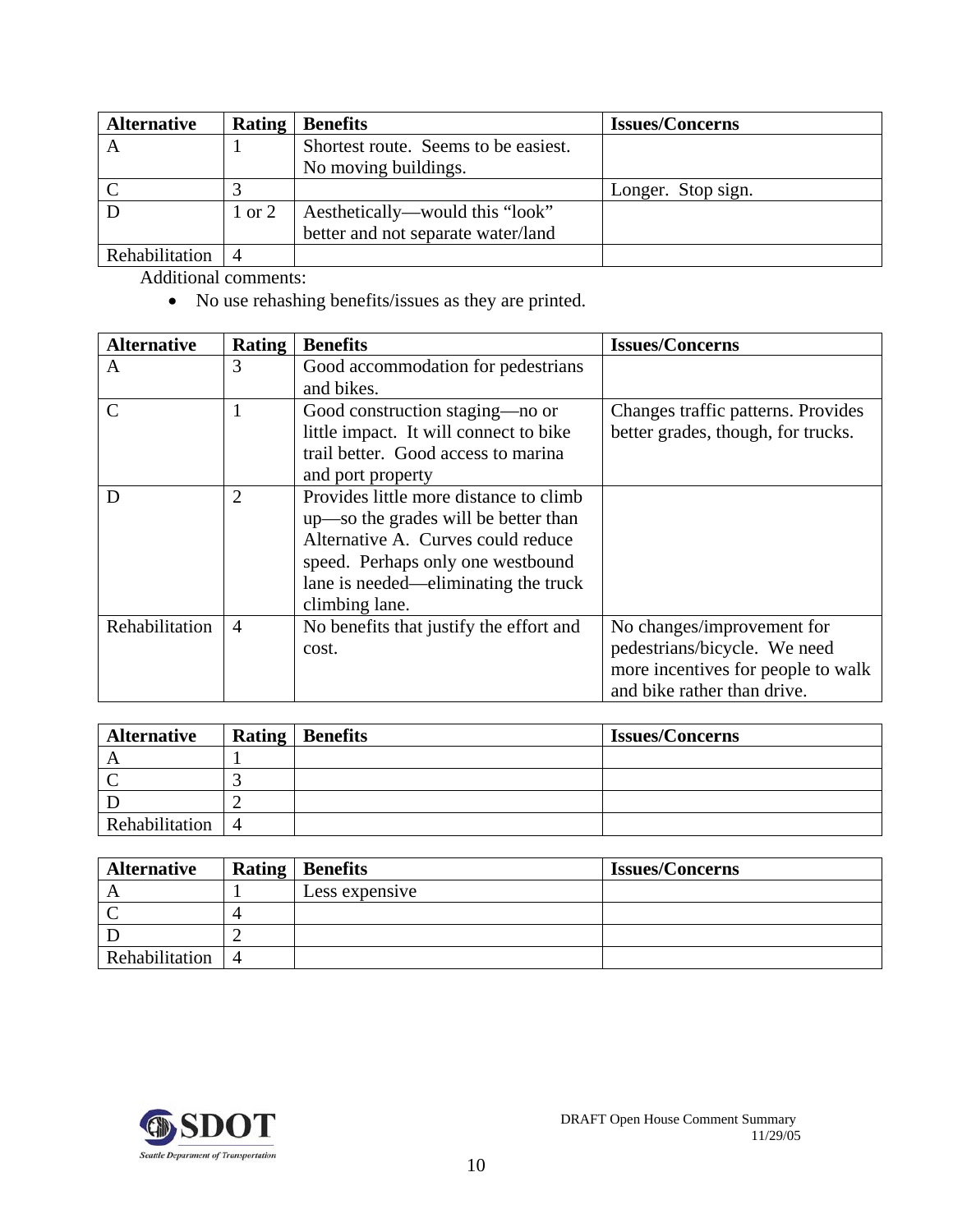| Alternative | Rating | Benefits | Issues/Concerns |
| --- | --- | --- | --- |
| A | 1 | Shortest route. Seems to be easiest. No moving buildings. | |
| C | 3 | | Longer. Stop sign. |
| D | 1 or 2 | Aesthetically—would this "look" better and not separate water/land | |
| Rehabilitation | 4 | | |

Additional comments:

- No use rehashing benefits/issues as they are printed.

| Alternative | Rating | Benefits | Issues/Concerns |
| --- | --- | --- | --- |
| A | 3 | Good accommodation for pedestrians and bikes. | |
| C | 1 | Good construction staging—no or little impact. It will connect to bike trail better. Good access to marina and port property | Changes traffic patterns. Provides better grades, though, for trucks. |
| D | 2 | Provides little more distance to climb up—so the grades will be better than Alternative A. Curves could reduce speed. Perhaps only one westbound lane is needed—eliminating the truck climbing lane. | |
| Rehabilitation | 4 | No benefits that justify the effort and cost. | No changes/improvement for pedestrians/bicycle. We need more incentives for people to walk and bike rather than drive. |

| Alternative | Rating | Benefits | Issues/Concerns |
| --- | --- | --- | --- |
| A | 1 | | |
| C | 3 | | |
| D | 2 | | |
| Rehabilitation | 4 | | |

| Alternative | Rating | Benefits | Issues/Concerns |
| --- | --- | --- | --- |
| A | 1 | Less expensive | |
| C | 4 | | |
| D | 2 | | |
| Rehabilitation | 4 | | |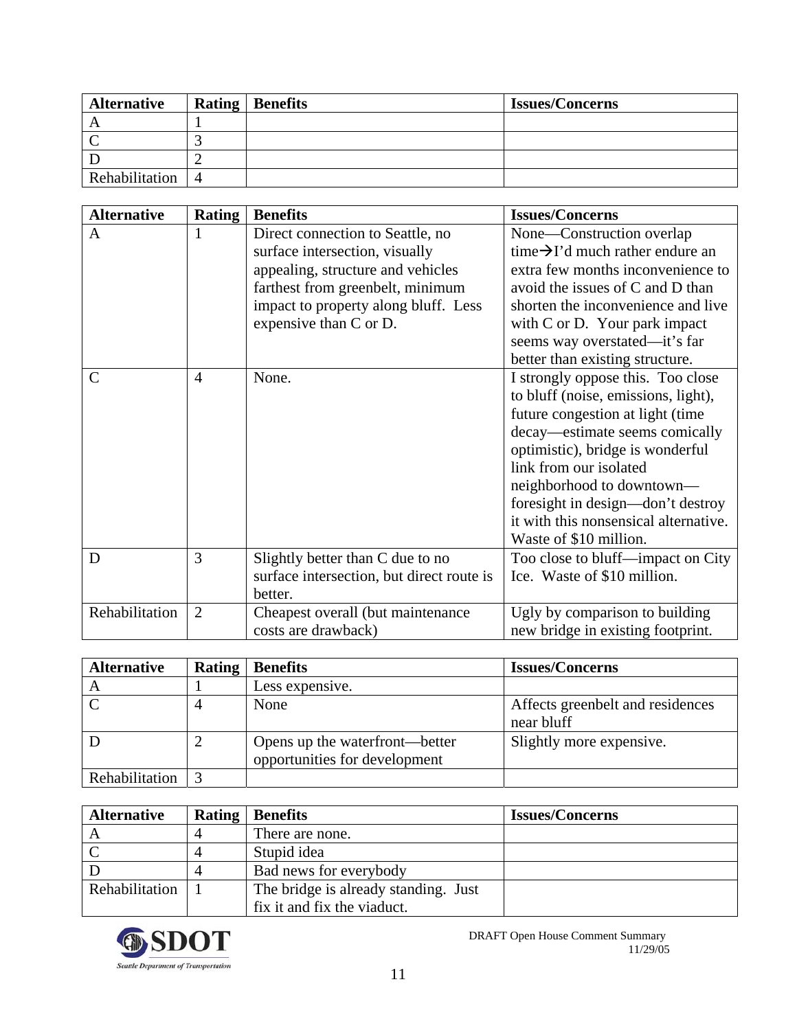| Alternative | Rating | Benefits | Issues/Concerns |
|---|---|---|---|
| A | 1 | | |
| C | 3 | | |
| D | 2 | | |
| Rehabilitation | 4 | | |

| Alternative | Rating | Benefits | Issues/Concerns |
|---|---|---|---|
| A | 1 | Direct connection to Seattle, no surface intersection, visually appealing, structure and vehicles farthest from greenbelt, minimum impact to property along bluff. Less expensive than C or D. | None—Construction overlap time→I'd much rather endure an extra few months inconvenience to avoid the issues of C and D than shorten the inconvenience and live with C or D. Your park impact seems way overstated—it's far better than existing structure. |
| C | 4 | None. | I strongly oppose this. Too close to bluff (noise, emissions, light), future congestion at light (time decay—estimate seems comically optimistic), bridge is wonderful link from our isolated neighborhood to downtown—foresight in design—don't destroy it with this nonsensical alternative. Waste of $10 million. |
| D | 3 | Slightly better than C due to no surface intersection, but direct route is better. | Too close to bluff—impact on City Ice. Waste of $10 million. |
| Rehabilitation | 2 | Cheapest overall (but maintenance costs are drawback) | Ugly by comparison to building new bridge in existing footprint. |

| Alternative | Rating | Benefits | Issues/Concerns |
|---|---|---|---|
| A | 1 | Less expensive. | |
| C | 4 | None | Affects greenbelt and residences near bluff |
| D | 2 | Opens up the waterfront—better opportunities for development | Slightly more expensive. |
| Rehabilitation | 3 | | |

| Alternative | Rating | Benefits | Issues/Concerns |
|---|---|---|---|
| A | 4 | There are none. | |
| C | 4 | Stupid idea | |
| D | 4 | Bad news for everybody | |
| Rehabilitation | 1 | The bridge is already standing. Just fix it and fix the viaduct. | |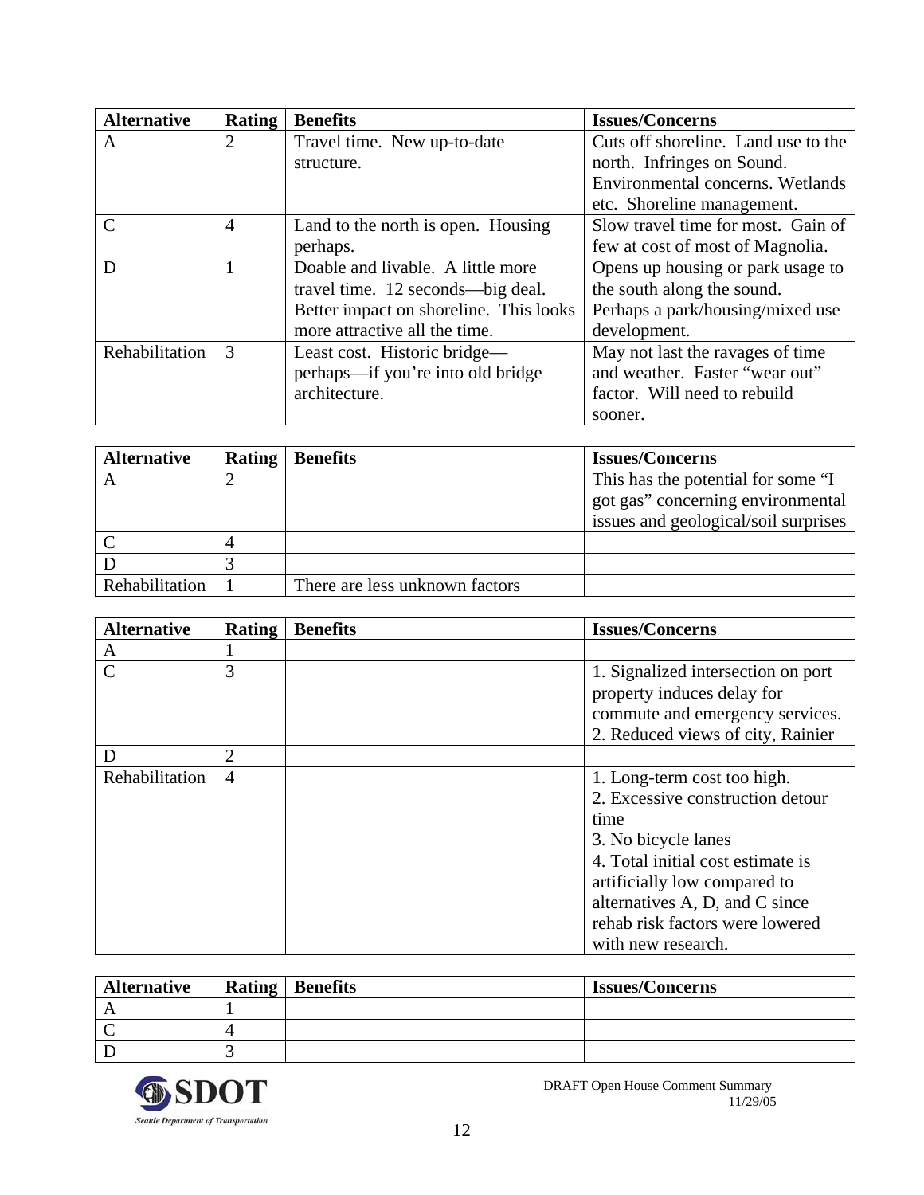| Alternative | Rating | Benefits | Issues/Concerns |
|---|---|---|---|
| A | 2 | Travel time. New up-to-date structure. | Cuts off shoreline. Land use to the north. Infringes on Sound. Environmental concerns. Wetlands etc. Shoreline management. |
| C | 4 | Land to the north is open. Housing perhaps. | Slow travel time for most. Gain of few at cost of most of Magnolia. |
| D | 1 | Doable and livable. A little more travel time. 12 seconds—big deal. Better impact on shoreline. This looks more attractive all the time. | Opens up housing or park usage to the south along the sound. Perhaps a park/housing/mixed use development. |
| Rehabilitation | 3 | Least cost. Historic bridge—perhaps—if you're into old bridge architecture. | May not last the ravages of time and weather. Faster "wear out" factor. Will need to rebuild sooner. |

| Alternative | Rating | Benefits | Issues/Concerns |
|---|---|---|---|
| A | 2 | | This has the potential for some "I got gas" concerning environmental issues and geological/soil surprises |
| C | 4 | | |
| D | 3 | | |
| Rehabilitation | 1 | There are less unknown factors | |

| Alternative | Rating | Benefits | Issues/Concerns |
|---|---|---|---|
| A | 1 | | |
| C | 3 | | 1. Signalized intersection on port property induces delay for commute and emergency services. 2. Reduced views of city, Rainier |
| D | 2 | | |
| Rehabilitation | 4 | | 1. Long-term cost too high. 2. Excessive construction detour time 3. No bicycle lanes 4. Total initial cost estimate is artificially low compared to alternatives A, D, and C since rehab risk factors were lowered with new research. |

| Alternative | Rating | Benefits | Issues/Concerns |
|---|---|---|---|
| A | 1 | | |
| C | 4 | | |
| D | 3 | | |

DRAFT Open House Comment Summary
11/29/05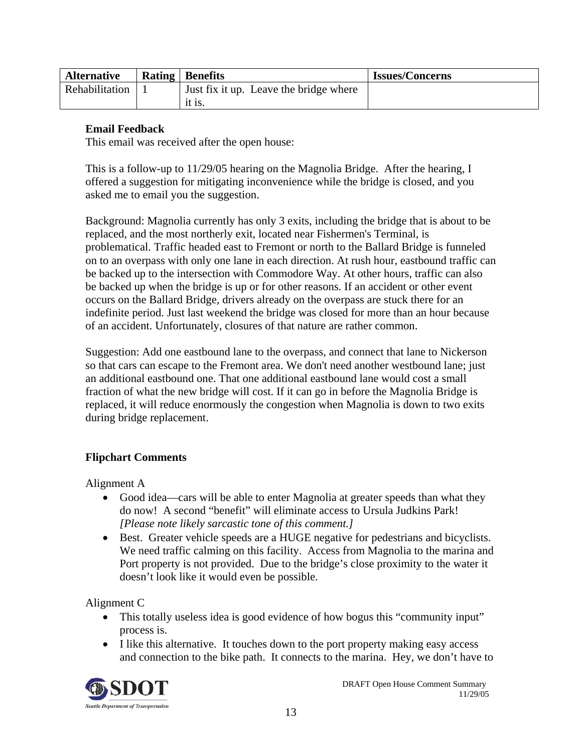| Alternative | Rating | Benefits | Issues/Concerns |
| --- | --- | --- | --- |
| Rehabilitation | 1 | Just fix it up. Leave the bridge where it is. | |

**Email Feedback**

This email was received after the open house:

This is a follow-up to 11/29/05 hearing on the Magnolia Bridge. After the hearing, I offered a suggestion for mitigating inconvenience while the bridge is closed, and you asked me to email you the suggestion.

Background: Magnolia currently has only 3 exits, including the bridge that is about to be replaced, and the most northerly exit, located near Fishermen's Terminal, is problematical. Traffic headed east to Fremont or north to the Ballard Bridge is funneled on to an overpass with only one lane in each direction. At rush hour, eastbound traffic can be backed up to the intersection with Commodore Way. At other hours, traffic can also be backed up when the bridge is up or for other reasons. If an accident or other event occurs on the Ballard Bridge, drivers already on the overpass are stuck there for an indefinite period. Just last weekend the bridge was closed for more than an hour because of an accident. Unfortunately, closures of that nature are rather common.

Suggestion: Add one eastbound lane to the overpass, and connect that lane to Nickerson so that cars can escape to the Fremont area. We don't need another westbound lane; just an additional eastbound one. That one additional eastbound lane would cost a small fraction of what the new bridge will cost. If it can go in before the Magnolia Bridge is replaced, it will reduce enormously the congestion when Magnolia is down to two exits during bridge replacement.

**Flipchart Comments**

Alignment A

- Good idea—cars will be able to enter Magnolia at greater speeds than what they do now! A second "benefit" will eliminate access to Ursula Judkins Park! *[Please note likely sarcastic tone of this comment.]*
- Best. Greater vehicle speeds are a HUGE negative for pedestrians and bicyclists. We need traffic calming on this facility. Access from Magnolia to the marina and Port property is not provided. Due to the bridge's close proximity to the water it doesn't look like it would even be possible.

Alignment C

- This totally useless idea is good evidence of how bogus this "community input" process is.
- I like this alternative. It touches down to the port property making easy access and connection to the bike path. It connects to the marina. Hey, we don't have to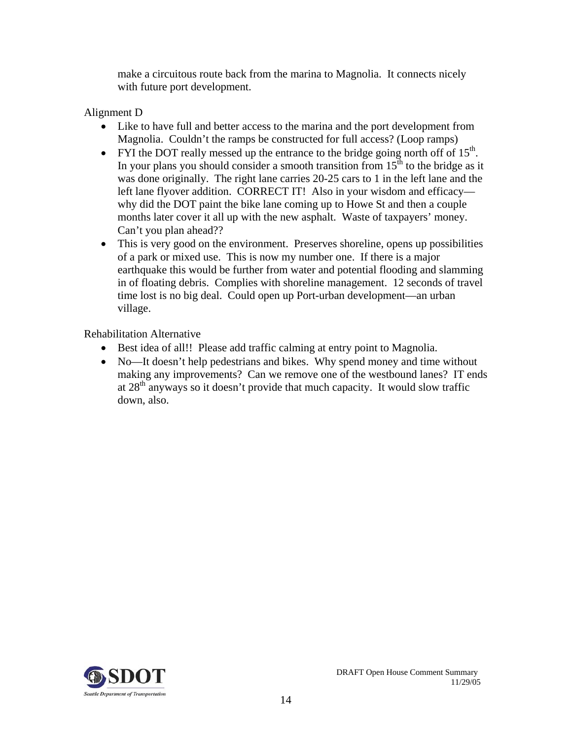make a circuitous route back from the marina to Magnolia. It connects nicely with future port development.

Alignment D

- Like to have full and better access to the marina and the port development from Magnolia. Couldn't the ramps be constructed for full access? (Loop ramps)
- FYI the DOT really messed up the entrance to the bridge going north off of 15th. In your plans you should consider a smooth transition from 15th to the bridge as it was done originally. The right lane carries 20-25 cars to 1 in the left lane and the left lane flyover addition. CORRECT IT! Also in your wisdom and efficacy—why did the DOT paint the bike lane coming up to Howe St and then a couple months later cover it all up with the new asphalt. Waste of taxpayers' money. Can't you plan ahead??
- This is very good on the environment. Preserves shoreline, opens up possibilities of a park or mixed use. This is now my number one. If there is a major earthquake this would be further from water and potential flooding and slamming in of floating debris. Complies with shoreline management. 12 seconds of travel time lost is no big deal. Could open up Port-urban development—an urban village.

Rehabilitation Alternative

- Best idea of all!! Please add traffic calming at entry point to Magnolia.
- No—It doesn't help pedestrians and bikes. Why spend money and time without making any improvements? Can we remove one of the westbound lanes? IT ends at 28th anyways so it doesn't provide that much capacity. It would slow traffic down, also.